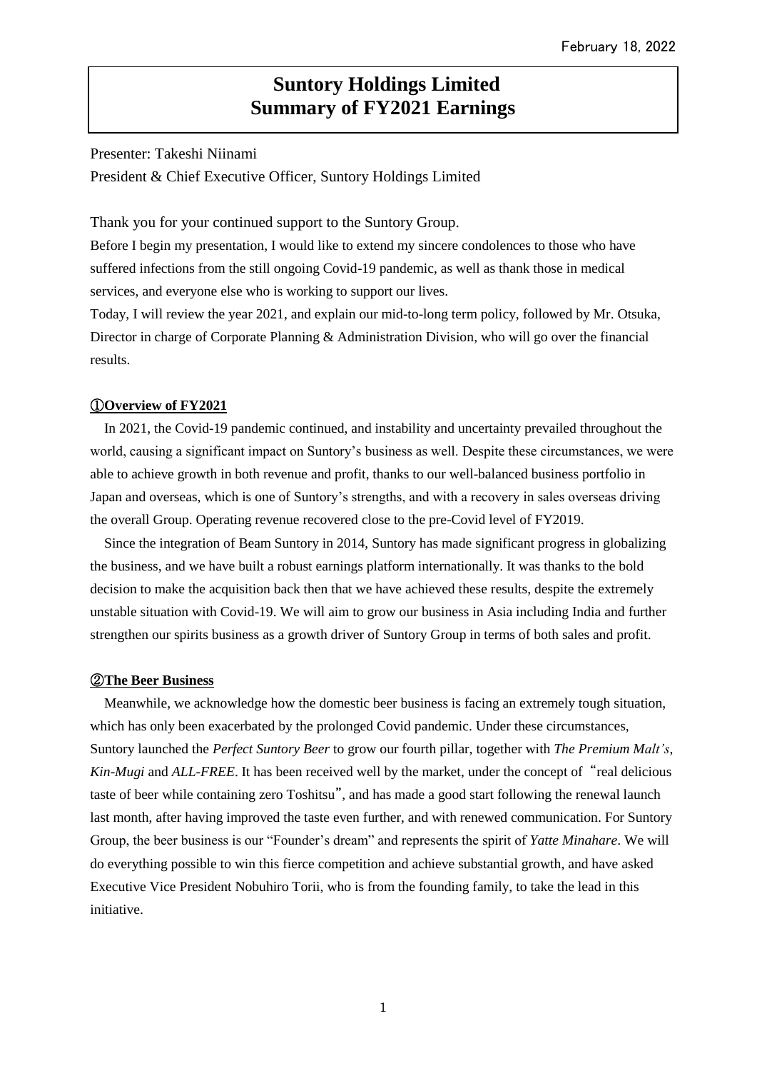February 18, 2022

# Suntory Holdings Limited
# Summary of FY2021 Earnings

Presenter: Takeshi Niinami

President & Chief Executive Officer, Suntory Holdings Limited

Thank you for your continued support to the Suntory Group.

Before I begin my presentation, I would like to extend my sincere condolences to those who have suffered infections from the still ongoing Covid-19 pandemic, as well as thank those in medical services, and everyone else who is working to support our lives.

Today, I will review the year 2021, and explain our mid-to-long term policy, followed by Mr. Otsuka, Director in charge of Corporate Planning & Administration Division, who will go over the financial results.

## ①Overview of FY2021

In 2021, the Covid-19 pandemic continued, and instability and uncertainty prevailed throughout the world, causing a significant impact on Suntory's business as well. Despite these circumstances, we were able to achieve growth in both revenue and profit, thanks to our well-balanced business portfolio in Japan and overseas, which is one of Suntory's strengths, and with a recovery in sales overseas driving the overall Group. Operating revenue recovered close to the pre-Covid level of FY2019.

Since the integration of Beam Suntory in 2014, Suntory has made significant progress in globalizing the business, and we have built a robust earnings platform internationally. It was thanks to the bold decision to make the acquisition back then that we have achieved these results, despite the extremely unstable situation with Covid-19. We will aim to grow our business in Asia including India and further strengthen our spirits business as a growth driver of Suntory Group in terms of both sales and profit.

## ②The Beer Business

Meanwhile, we acknowledge how the domestic beer business is facing an extremely tough situation, which has only been exacerbated by the prolonged Covid pandemic. Under these circumstances, Suntory launched the *Perfect Suntory Beer* to grow our fourth pillar, together with *The Premium Malt's*, *Kin-Mugi* and *ALL-FREE*. It has been received well by the market, under the concept of "real delicious taste of beer while containing zero Toshitsu", and has made a good start following the renewal launch last month, after having improved the taste even further, and with renewed communication. For Suntory Group, the beer business is our "Founder's dream" and represents the spirit of *Yatte Minahare*. We will do everything possible to win this fierce competition and achieve substantial growth, and have asked Executive Vice President Nobuhiro Torii, who is from the founding family, to take the lead in this initiative.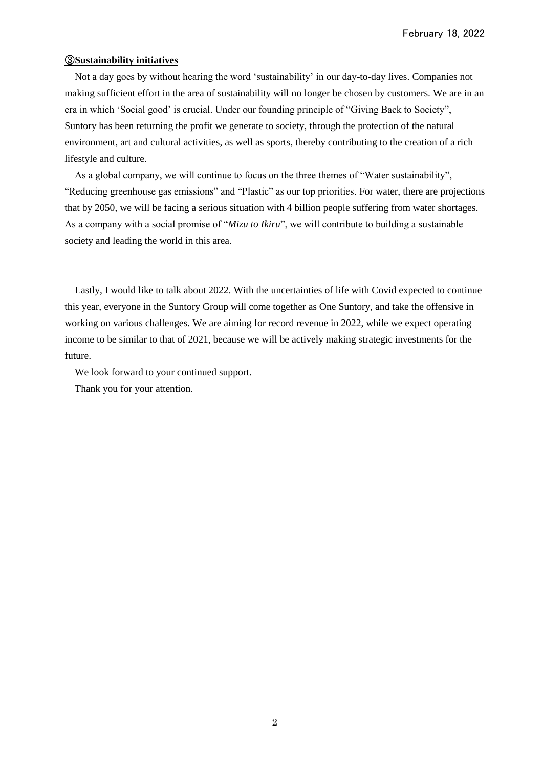February 18, 2022

**③Sustainability initiatives**

Not a day goes by without hearing the word 'sustainability' in our day-to-day lives. Companies not making sufficient effort in the area of sustainability will no longer be chosen by customers. We are in an era in which 'Social good' is crucial. Under our founding principle of "Giving Back to Society", Suntory has been returning the profit we generate to society, through the protection of the natural environment, art and cultural activities, as well as sports, thereby contributing to the creation of a rich lifestyle and culture.

As a global company, we will continue to focus on the three themes of "Water sustainability", "Reducing greenhouse gas emissions" and "Plastic" as our top priorities. For water, there are projections that by 2050, we will be facing a serious situation with 4 billion people suffering from water shortages. As a company with a social promise of "*Mizu to Ikiru*", we will contribute to building a sustainable society and leading the world in this area.

Lastly, I would like to talk about 2022. With the uncertainties of life with Covid expected to continue this year, everyone in the Suntory Group will come together as One Suntory, and take the offensive in working on various challenges. We are aiming for record revenue in 2022, while we expect operating income to be similar to that of 2021, because we will be actively making strategic investments for the future.

We look forward to your continued support.

Thank you for your attention.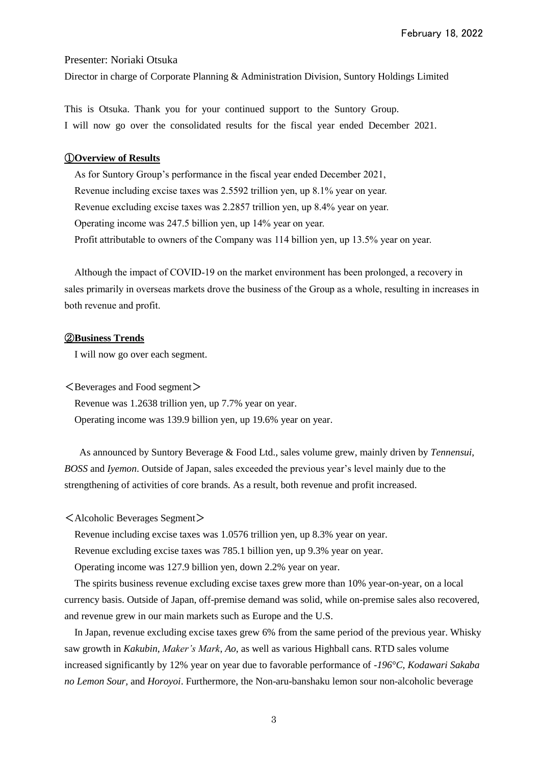February 18, 2022

Presenter: Noriaki Otsuka

Director in charge of Corporate Planning & Administration Division, Suntory Holdings Limited

This is Otsuka. Thank you for your continued support to the Suntory Group.
I will now go over the consolidated results for the fiscal year ended December 2021.

## ①Overview of Results

As for Suntory Group's performance in the fiscal year ended December 2021,
Revenue including excise taxes was 2.5592 trillion yen, up 8.1% year on year.
Revenue excluding excise taxes was 2.2857 trillion yen, up 8.4% year on year.
Operating income was 247.5 billion yen, up 14% year on year.
Profit attributable to owners of the Company was 114 billion yen, up 13.5% year on year.

Although the impact of COVID-19 on the market environment has been prolonged, a recovery in sales primarily in overseas markets drove the business of the Group as a whole, resulting in increases in both revenue and profit.

## ②Business Trends

I will now go over each segment.

＜Beverages and Food segment＞

Revenue was 1.2638 trillion yen, up 7.7% year on year.
Operating income was 139.9 billion yen, up 19.6% year on year.

As announced by Suntory Beverage & Food Ltd., sales volume grew, mainly driven by *Tennensui*, *BOSS* and *Iyemon*. Outside of Japan, sales exceeded the previous year's level mainly due to the strengthening of activities of core brands. As a result, both revenue and profit increased.

＜Alcoholic Beverages Segment＞

Revenue including excise taxes was 1.0576 trillion yen, up 8.3% year on year.
Revenue excluding excise taxes was 785.1 billion yen, up 9.3% year on year.
Operating income was 127.9 billion yen, down 2.2% year on year.

The spirits business revenue excluding excise taxes grew more than 10% year-on-year, on a local currency basis. Outside of Japan, off-premise demand was solid, while on-premise sales also recovered, and revenue grew in our main markets such as Europe and the U.S.

In Japan, revenue excluding excise taxes grew 6% from the same period of the previous year. Whisky saw growth in *Kakubin*, *Maker's Mark*, *Ao*, as well as various Highball cans. RTD sales volume increased significantly by 12% year on year due to favorable performance of *-196°C, Kodawari Sakaba no Lemon Sour,* and *Horoyoi*. Furthermore, the Non-aru-banshaku lemon sour non-alcoholic beverage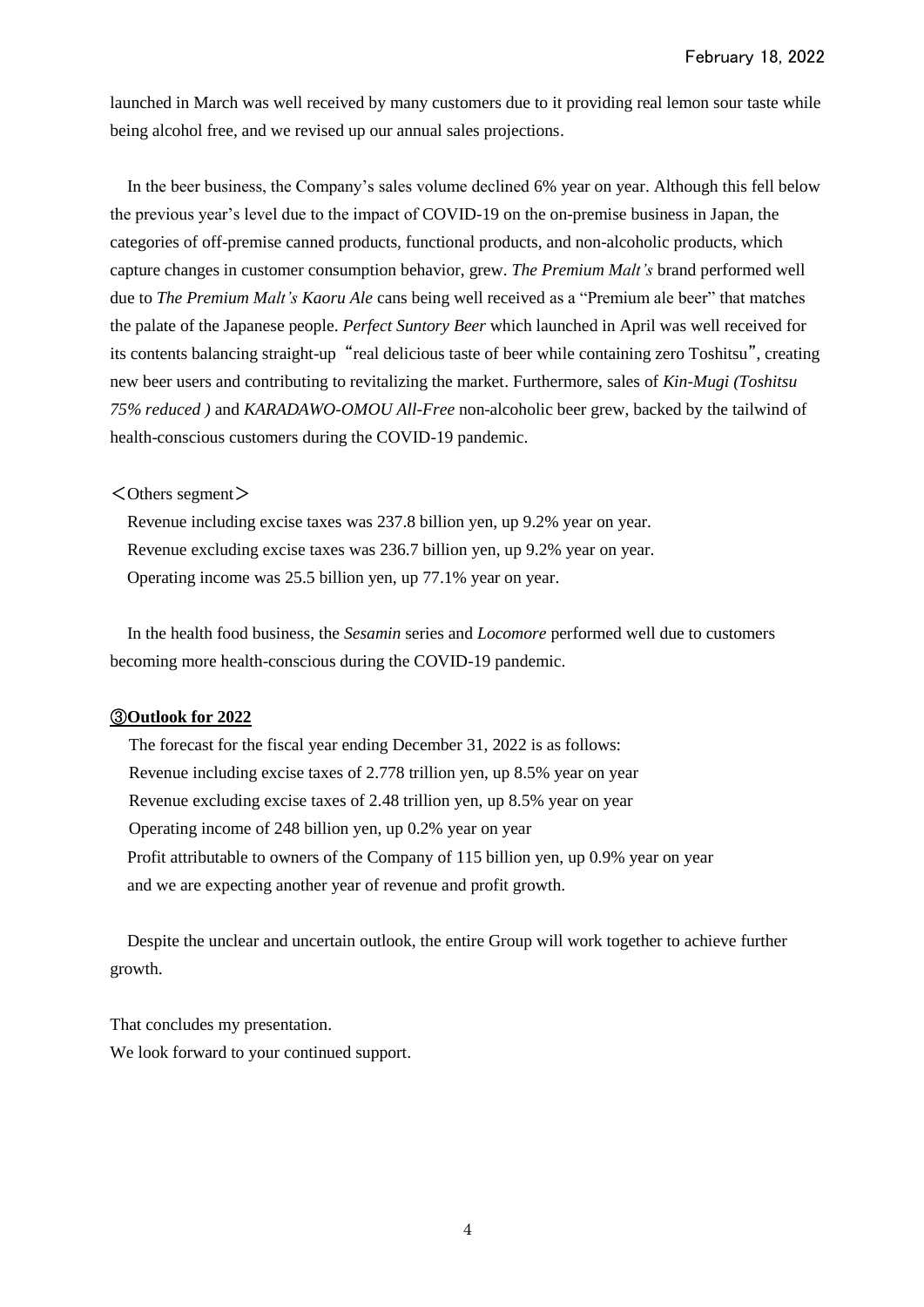launched in March was well received by many customers due to it providing real lemon sour taste while being alcohol free, and we revised up our annual sales projections.

In the beer business, the Company's sales volume declined 6% year on year. Although this fell below the previous year's level due to the impact of COVID-19 on the on-premise business in Japan, the categories of off-premise canned products, functional products, and non-alcoholic products, which capture changes in customer consumption behavior, grew. *The Premium Malt's* brand performed well due to *The Premium Malt's Kaoru Ale* cans being well received as a "Premium ale beer" that matches the palate of the Japanese people. *Perfect Suntory Beer* which launched in April was well received for its contents balancing straight-up "real delicious taste of beer while containing zero Toshitsu", creating new beer users and contributing to revitalizing the market. Furthermore, sales of *Kin-Mugi (Toshitsu 75% reduced )* and *KARADAWO-OMOU All-Free* non-alcoholic beer grew, backed by the tailwind of health-conscious customers during the COVID-19 pandemic.

＜Others segment＞

Revenue including excise taxes was 237.8 billion yen, up 9.2% year on year.
Revenue excluding excise taxes was 236.7 billion yen, up 9.2% year on year.
Operating income was 25.5 billion yen, up 77.1% year on year.

In the health food business, the *Sesamin* series and *Locomore* performed well due to customers becoming more health-conscious during the COVID-19 pandemic.

### ③Outlook for 2022

The forecast for the fiscal year ending December 31, 2022 is as follows:
Revenue including excise taxes of 2.778 trillion yen, up 8.5% year on year
Revenue excluding excise taxes of 2.48 trillion yen, up 8.5% year on year
Operating income of 248 billion yen, up 0.2% year on year
Profit attributable to owners of the Company of 115 billion yen, up 0.9% year on year
and we are expecting another year of revenue and profit growth.

Despite the unclear and uncertain outlook, the entire Group will work together to achieve further growth.

That concludes my presentation.
We look forward to your continued support.